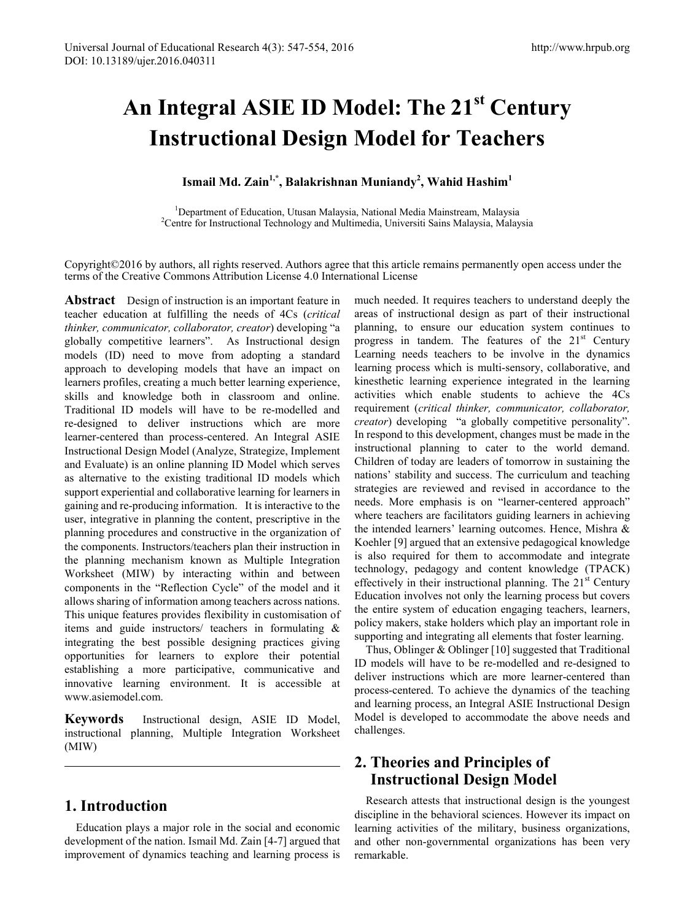# An Integral ASIE ID Model: The 21st Century Instructional Design Model for Teachers

**Ismail Md. Zain[1,*], Balakrishnan Muniandy[2], Wahid Hashim[1]**

[1]Department of Education, Utusan Malaysia, National Media Mainstream, Malaysia
[2]Centre for Instructional Technology and Multimedia, Universiti Sains Malaysia, Malaysia

Copyright©2016 by authors, all rights reserved. Authors agree that this article remains permanently open access under the terms of the Creative Commons Attribution License 4.0 International License

**Abstract** Design of instruction is an important feature in teacher education at fulfilling the needs of 4Cs (*critical thinker, communicator, collaborator, creator*) developing "a globally competitive learners". As Instructional design models (ID) need to move from adopting a standard approach to developing models that have an impact on learners profiles, creating a much better learning experience, skills and knowledge both in classroom and online. Traditional ID models will have to be re-modelled and re-designed to deliver instructions which are more learner-centered than process-centered. An Integral ASIE Instructional Design Model (Analyze, Strategize, Implement and Evaluate) is an online planning ID Model which serves as alternative to the existing traditional ID models which support experiential and collaborative learning for learners in gaining and re-producing information. It is interactive to the user, integrative in planning the content, prescriptive in the planning procedures and constructive in the organization of the components. Instructors/teachers plan their instruction in the planning mechanism known as Multiple Integration Worksheet (MIW) by interacting within and between components in the "Reflection Cycle" of the model and it allows sharing of information among teachers across nations. This unique features provides flexibility in customisation of items and guide instructors/ teachers in formulating & integrating the best possible designing practices giving opportunities for learners to explore their potential establishing a more participative, communicative and innovative learning environment. It is accessible at www.asiemodel.com.

**Keywords** Instructional design, ASIE ID Model, instructional planning, Multiple Integration Worksheet (MIW)

## 1. Introduction

Education plays a major role in the social and economic development of the nation. Ismail Md. Zain [4-7] argued that improvement of dynamics teaching and learning process is much needed. It requires teachers to understand deeply the areas of instructional design as part of their instructional planning, to ensure our education system continues to progress in tandem. The features of the 21st Century Learning needs teachers to be involve in the dynamics learning process which is multi-sensory, collaborative, and kinesthetic learning experience integrated in the learning activities which enable students to achieve the 4Cs requirement (*critical thinker, communicator, collaborator, creator*) developing "a globally competitive personality". In respond to this development, changes must be made in the instructional planning to cater to the world demand. Children of today are leaders of tomorrow in sustaining the nations' stability and success. The curriculum and teaching strategies are reviewed and revised in accordance to the needs. More emphasis is on "learner-centered approach" where teachers are facilitators guiding learners in achieving the intended learners' learning outcomes. Hence, Mishra & Koehler [9] argued that an extensive pedagogical knowledge is also required for them to accommodate and integrate technology, pedagogy and content knowledge (TPACK) effectively in their instructional planning. The 21st Century Education involves not only the learning process but covers the entire system of education engaging teachers, learners, policy makers, stake holders which play an important role in supporting and integrating all elements that foster learning.

Thus, Oblinger & Oblinger [10] suggested that Traditional ID models will have to be re-modelled and re-designed to deliver instructions which are more learner-centered than process-centered. To achieve the dynamics of the teaching and learning process, an Integral ASIE Instructional Design Model is developed to accommodate the above needs and challenges.

## 2. Theories and Principles of Instructional Design Model

Research attests that instructional design is the youngest discipline in the behavioral sciences. However its impact on learning activities of the military, business organizations, and other non-governmental organizations has been very remarkable.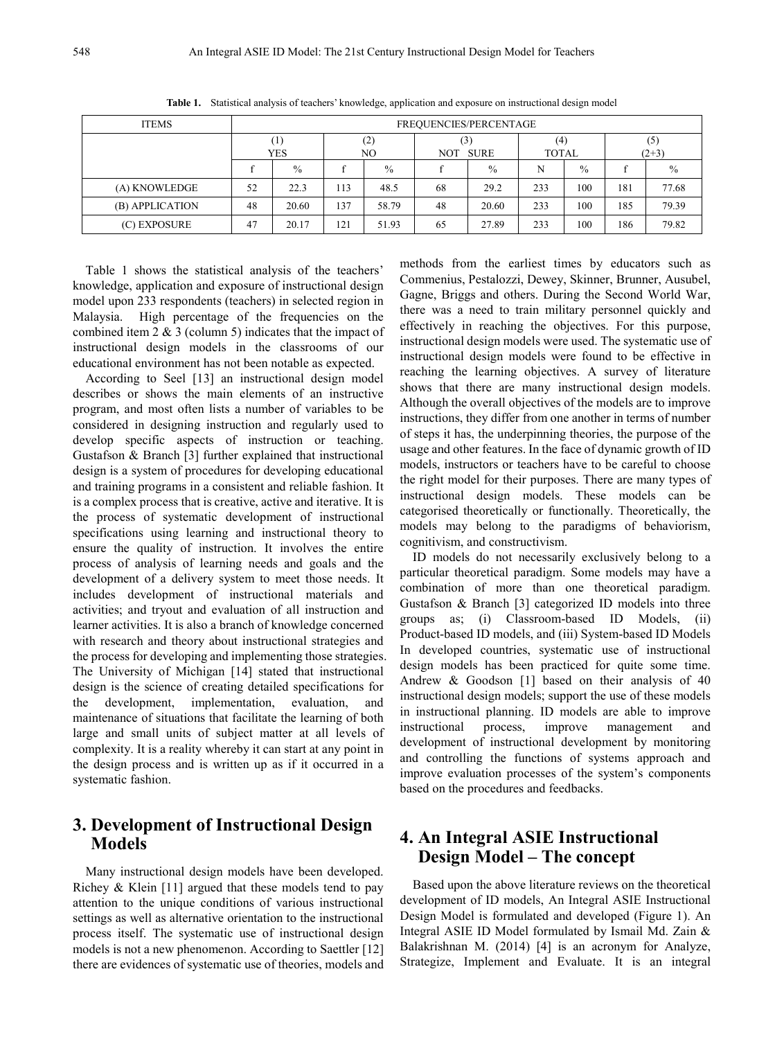**Table 1.** Statistical analysis of teachers' knowledge, application and exposure on instructional design model

| ITEMS | FREQUENCIES/PERCENTAGE | | | | | | | | | |
|---|---|---|---|---|---|---|---|---|---|---|
| | (1) YES | | (2) NO | | (3) NOT SURE | | (4) TOTAL | | (5) (2+3) | |
| | f | % | f | % | f | % | N | % | f | % |
| (A) KNOWLEDGE | 52 | 22.3 | 113 | 48.5 | 68 | 29.2 | 233 | 100 | 181 | 77.68 |
| (B) APPLICATION | 48 | 20.60 | 137 | 58.79 | 48 | 20.60 | 233 | 100 | 185 | 79.39 |
| (C) EXPOSURE | 47 | 20.17 | 121 | 51.93 | 65 | 27.89 | 233 | 100 | 186 | 79.82 |

Table 1 shows the statistical analysis of the teachers' knowledge, application and exposure of instructional design model upon 233 respondents (teachers) in selected region in Malaysia. High percentage of the frequencies on the combined item 2 & 3 (column 5) indicates that the impact of instructional design models in the classrooms of our educational environment has not been notable as expected.

According to Seel [13] an instructional design model describes or shows the main elements of an instructive program, and most often lists a number of variables to be considered in designing instruction and regularly used to develop specific aspects of instruction or teaching. Gustafson & Branch [3] further explained that instructional design is a system of procedures for developing educational and training programs in a consistent and reliable fashion. It is a complex process that is creative, active and iterative. It is the process of systematic development of instructional specifications using learning and instructional theory to ensure the quality of instruction. It involves the entire process of analysis of learning needs and goals and the development of a delivery system to meet those needs. It includes development of instructional materials and activities; and tryout and evaluation of all instruction and learner activities. It is also a branch of knowledge concerned with research and theory about instructional strategies and the process for developing and implementing those strategies. The University of Michigan [14] stated that instructional design is the science of creating detailed specifications for the development, implementation, evaluation, and maintenance of situations that facilitate the learning of both large and small units of subject matter at all levels of complexity. It is a reality whereby it can start at any point in the design process and is written up as if it occurred in a systematic fashion.

## 3. Development of Instructional Design Models

Many instructional design models have been developed. Richey & Klein [11] argued that these models tend to pay attention to the unique conditions of various instructional settings as well as alternative orientation to the instructional process itself. The systematic use of instructional design models is not a new phenomenon. According to Saettler [12] there are evidences of systematic use of theories, models and methods from the earliest times by educators such as Commenius, Pestalozzi, Dewey, Skinner, Brunner, Ausubel, Gagne, Briggs and others. During the Second World War, there was a need to train military personnel quickly and effectively in reaching the objectives. For this purpose, instructional design models were used. The systematic use of instructional design models were found to be effective in reaching the learning objectives. A survey of literature shows that there are many instructional design models. Although the overall objectives of the models are to improve instructions, they differ from one another in terms of number of steps it has, the underpinning theories, the purpose of the usage and other features. In the face of dynamic growth of ID models, instructors or teachers have to be careful to choose the right model for their purposes. There are many types of instructional design models. These models can be categorised theoretically or functionally. Theoretically, the models may belong to the paradigms of behaviorism, cognitivism, and constructivism.

ID models do not necessarily exclusively belong to a particular theoretical paradigm. Some models may have a combination of more than one theoretical paradigm. Gustafson & Branch [3] categorized ID models into three groups as; (i) Classroom-based ID Models, (ii) Product-based ID models, and (iii) System-based ID Models In developed countries, systematic use of instructional design models has been practiced for quite some time. Andrew & Goodson [1] based on their analysis of 40 instructional design models; support the use of these models in instructional planning. ID models are able to improve instructional process, improve management and development of instructional development by monitoring and controlling the functions of systems approach and improve evaluation processes of the system's components based on the procedures and feedbacks.

## 4. An Integral ASIE Instructional Design Model – The concept

Based upon the above literature reviews on the theoretical development of ID models, An Integral ASIE Instructional Design Model is formulated and developed (Figure 1). An Integral ASIE ID Model formulated by Ismail Md. Zain & Balakrishnan M. (2014) [4] is an acronym for Analyze, Strategize, Implement and Evaluate. It is an integral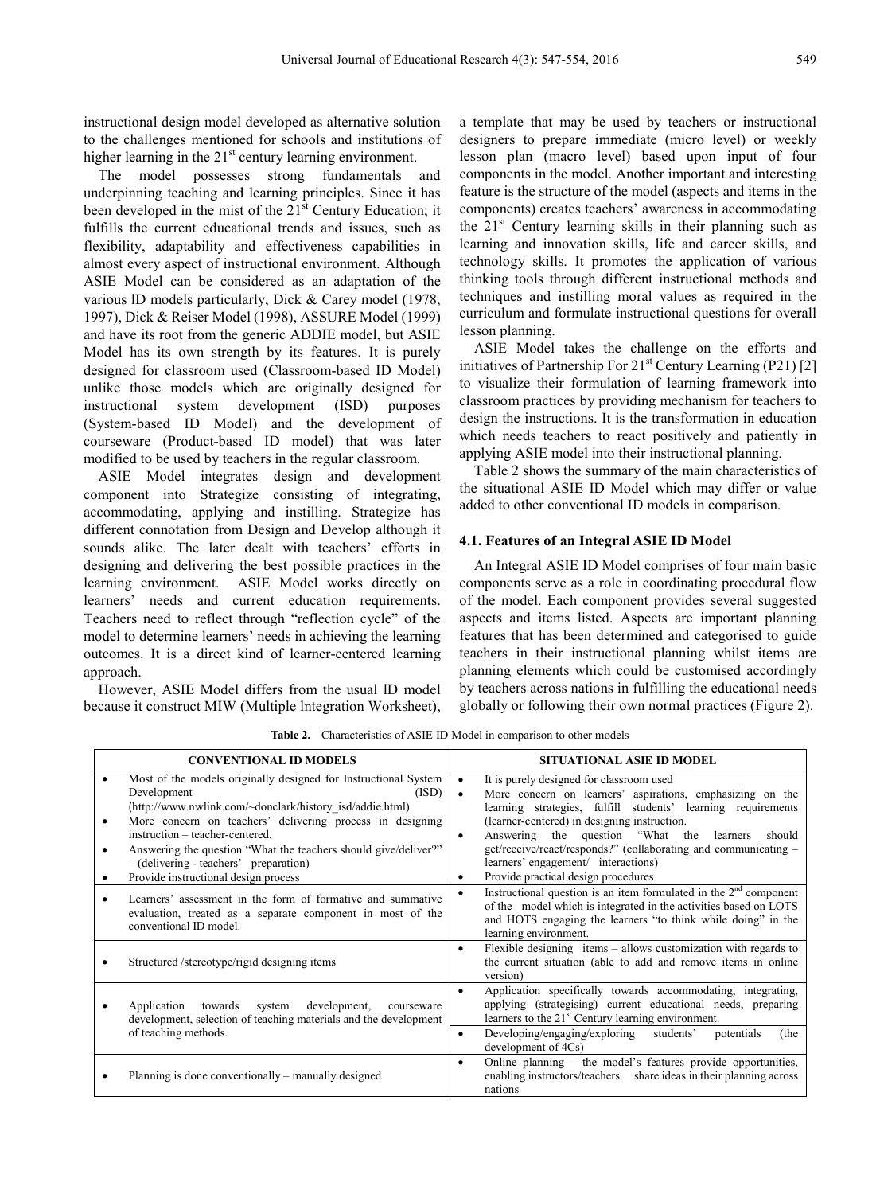instructional design model developed as alternative solution to the challenges mentioned for schools and institutions of higher learning in the 21st century learning environment.

The model possesses strong fundamentals and underpinning teaching and learning principles. Since it has been developed in the mist of the 21st Century Education; it fulfills the current educational trends and issues, such as flexibility, adaptability and effectiveness capabilities in almost every aspect of instructional environment. Although ASIE Model can be considered as an adaptation of the various ID models particularly, Dick & Carey model (1978, 1997), Dick & Reiser Model (1998), ASSURE Model (1999) and have its root from the generic ADDIE model, but ASIE Model has its own strength by its features. It is purely designed for classroom used (Classroom-based ID Model) unlike those models which are originally designed for instructional system development (ISD) purposes (System-based ID Model) and the development of courseware (Product-based ID model) that was later modified to be used by teachers in the regular classroom.

ASIE Model integrates design and development component into Strategize consisting of integrating, accommodating, applying and instilling. Strategize has different connotation from Design and Develop although it sounds alike. The later dealt with teachers' efforts in designing and delivering the best possible practices in the learning environment. ASIE Model works directly on learners' needs and current education requirements. Teachers need to reflect through "reflection cycle" of the model to determine learners' needs in achieving the learning outcomes. It is a direct kind of learner-centered learning approach.

However, ASIE Model differs from the usual ID model because it construct MIW (Multiple Integration Worksheet), a template that may be used by teachers or instructional designers to prepare immediate (micro level) or weekly lesson plan (macro level) based upon input of four components in the model. Another important and interesting feature is the structure of the model (aspects and items in the components) creates teachers' awareness in accommodating the 21st Century learning skills in their planning such as learning and innovation skills, life and career skills, and technology skills. It promotes the application of various thinking tools through different instructional methods and techniques and instilling moral values as required in the curriculum and formulate instructional questions for overall lesson planning.

ASIE Model takes the challenge on the efforts and initiatives of Partnership For 21st Century Learning (P21) [2] to visualize their formulation of learning framework into classroom practices by providing mechanism for teachers to design the instructions. It is the transformation in education which needs teachers to react positively and patiently in applying ASIE model into their instructional planning.

Table 2 shows the summary of the main characteristics of the situational ASIE ID Model which may differ or value added to other conventional ID models in comparison.

### 4.1. Features of an Integral ASIE ID Model

An Integral ASIE ID Model comprises of four main basic components serve as a role in coordinating procedural flow of the model. Each component provides several suggested aspects and items listed. Aspects are important planning features that has been determined and categorised to guide teachers in their instructional planning whilst items are planning elements which could be customised accordingly by teachers across nations in fulfilling the educational needs globally or following their own normal practices (Figure 2).

**Table 2.** Characteristics of ASIE ID Model in comparison to other models

| CONVENTIONAL ID MODELS | SITUATIONAL ASIE ID MODEL |
|---|---|
| • Most of the models originally designed for Instructional System Development (ISD) (http://www.nwlink.com/~donclark/history_isd/addie.html)<br>• More concern on teachers' delivering process in designing instruction – teacher-centered.<br>• Answering the question "What the teachers should give/deliver?" – (delivering - teachers' preparation)<br>• Provide instructional design process | • It is purely designed for classroom used<br>• More concern on learners' aspirations, emphasizing on the learning strategies, fulfill students' learning requirements (learner-centered) in designing instruction.<br>• Answering the question "What the learners should get/receive/react/responds?" (collaborating and communicating – learners' engagement/ interactions)<br>• Provide practical design procedures |
| • Learners' assessment in the form of formative and summative evaluation, treated as a separate component in most of the conventional ID model. | • Instructional question is an item formulated in the 2nd component of the model which is integrated in the activities based on LOTS and HOTS engaging the learners "to think while doing" in the learning environment. |
| • Structured /stereotype/rigid designing items | • Flexible designing items – allows customization with regards to the current situation (able to add and remove items in online version) |
| • Application towards system development, courseware development, selection of teaching materials and the development of teaching methods. | • Application specifically towards accommodating, integrating, applying (strategising) current educational needs, preparing learners to the 21st Century learning environment.<br>• Developing/engaging/exploring students' potentials (the development of 4Cs) |
| • Planning is done conventionally – manually designed | • Online planning – the model's features provide opportunities, enabling instructors/teachers share ideas in their planning across nations |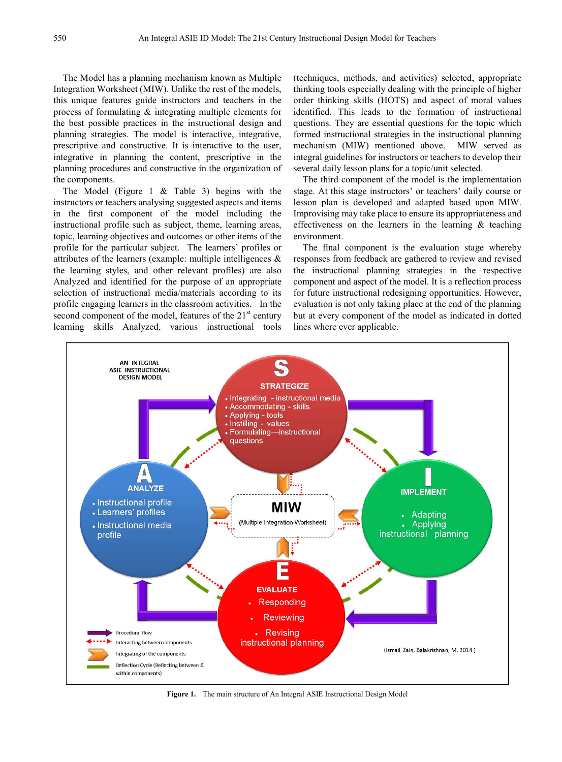The Model has a planning mechanism known as Multiple Integration Worksheet (MIW). Unlike the rest of the models, this unique features guide instructors and teachers in the process of formulating & integrating multiple elements for the best possible practices in the instructional design and planning strategies. The model is interactive, integrative, prescriptive and constructive. It is interactive to the user, integrative in planning the content, prescriptive in the planning procedures and constructive in the organization of the components.

The Model (Figure 1 & Table 3) begins with the instructors or teachers analysing suggested aspects and items in the first component of the model including the instructional profile such as subject, theme, learning areas, topic, learning objectives and outcomes or other items of the profile for the particular subject. The learners' profiles or attributes of the learners (example: multiple intelligences & the learning styles, and other relevant profiles) are also Analyzed and identified for the purpose of an appropriate selection of instructional media/materials according to its profile engaging learners in the classroom activities. In the second component of the model, features of the 21st century learning skills Analyzed, various instructional tools (techniques, methods, and activities) selected, appropriate thinking tools especially dealing with the principle of higher order thinking skills (HOTS) and aspect of moral values identified. This leads to the formation of instructional questions. They are essential questions for the topic which formed instructional strategies in the instructional planning mechanism (MIW) mentioned above. MIW served as integral guidelines for instructors or teachers to develop their several daily lesson plans for a topic/unit selected.

The third component of the model is the implementation stage. At this stage instructors' or teachers' daily course or lesson plan is developed and adapted based upon MIW. Improvising may take place to ensure its appropriateness and effectiveness on the learners in the learning & teaching environment.

The final component is the evaluation stage whereby responses from feedback are gathered to review and revised the instructional planning strategies in the respective component and aspect of the model. It is a reflection process for future instructional redesigning opportunities. However, evaluation is not only taking place at the end of the planning but at every component of the model as indicated in dotted lines where ever applicable.

**Figure 1.** The main structure of An Integral ASIE Instructional Design Model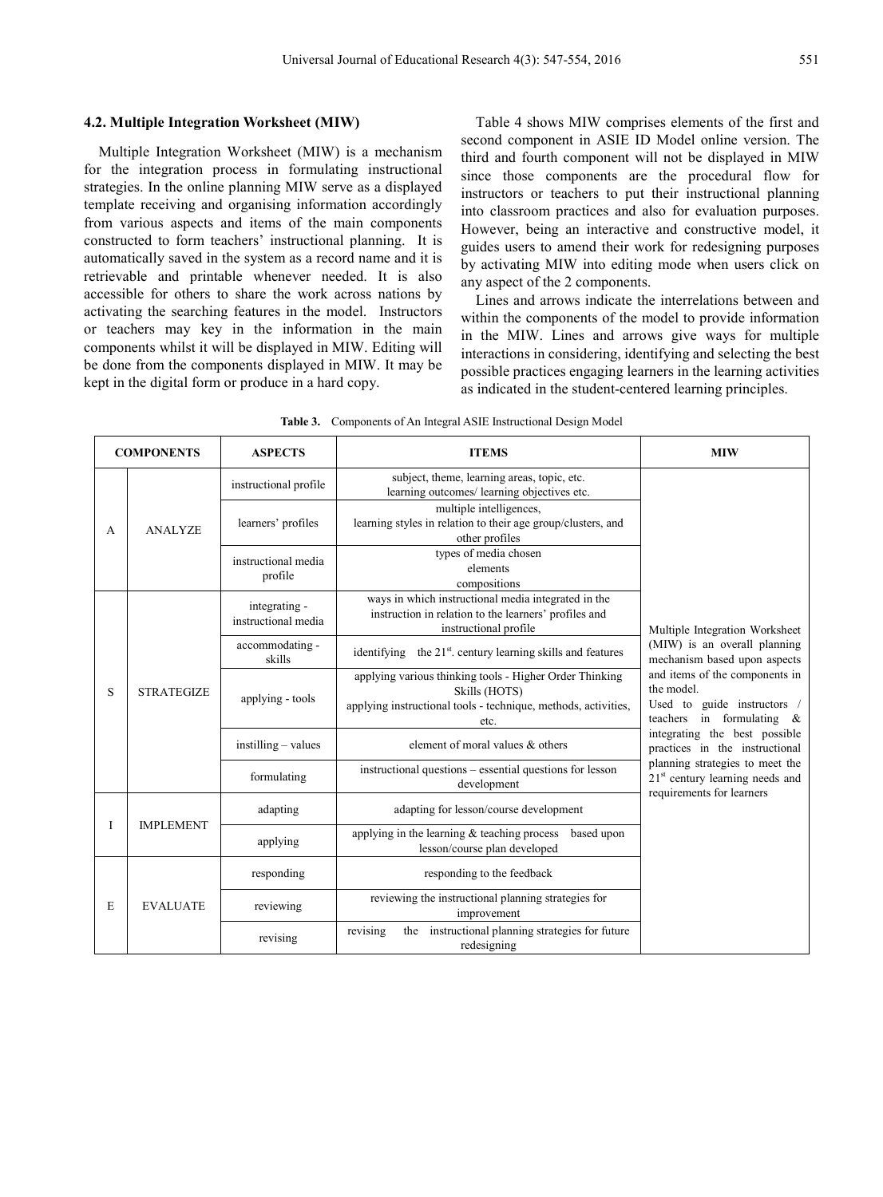### 4.2. Multiple Integration Worksheet (MIW)

Multiple Integration Worksheet (MIW) is a mechanism for the integration process in formulating instructional strategies. In the online planning MIW serve as a displayed template receiving and organising information accordingly from various aspects and items of the main components constructed to form teachers' instructional planning. It is automatically saved in the system as a record name and it is retrievable and printable whenever needed. It is also accessible for others to share the work across nations by activating the searching features in the model. Instructors or teachers may key in the information in the main components whilst it will be displayed in MIW. Editing will be done from the components displayed in MIW. It may be kept in the digital form or produce in a hard copy.

Table 4 shows MIW comprises elements of the first and second component in ASIE ID Model online version. The third and fourth component will not be displayed in MIW since those components are the procedural flow for instructors or teachers to put their instructional planning into classroom practices and also for evaluation purposes. However, being an interactive and constructive model, it guides users to amend their work for redesigning purposes by activating MIW into editing mode when users click on any aspect of the 2 components.

Lines and arrows indicate the interrelations between and within the components of the model to provide information in the MIW. Lines and arrows give ways for multiple interactions in considering, identifying and selecting the best possible practices engaging learners in the learning activities as indicated in the student-centered learning principles.

**Table 3.** Components of An Integral ASIE Instructional Design Model

| COMPONENTS | | ASPECTS | ITEMS | MIW |
|---|---|---|---|---|
| A | ANALYZE | instructional profile | subject, theme, learning areas, topic, etc. learning outcomes/ learning objectives etc. | Multiple Integration Worksheet (MIW) is an overall planning mechanism based upon aspects and items of the components in the model. Used to guide instructors / teachers in formulating & integrating the best possible practices in the instructional planning strategies to meet the 21st century learning needs and requirements for learners |
| | | learners' profiles | multiple intelligences, learning styles in relation to their age group/clusters, and other profiles | |
| | | instructional media profile | types of media chosen elements compositions | |
| S | STRATEGIZE | integrating - instructional media | ways in which instructional media integrated in the instruction in relation to the learners' profiles and instructional profile | |
| | | accommodating - skills | identifying the 21st. century learning skills and features | |
| | | applying - tools | applying various thinking tools - Higher Order Thinking Skills (HOTS) applying instructional tools - technique, methods, activities, etc. | |
| | | instilling – values | element of moral values & others | |
| | | formulating | instructional questions – essential questions for lesson development | |
| I | IMPLEMENT | adapting | adapting for lesson/course development | |
| | | applying | applying in the learning & teaching process based upon lesson/course plan developed | |
| E | EVALUATE | responding | responding to the feedback | |
| | | reviewing | reviewing the instructional planning strategies for improvement | |
| | | revising | revising the instructional planning strategies for future redesigning | |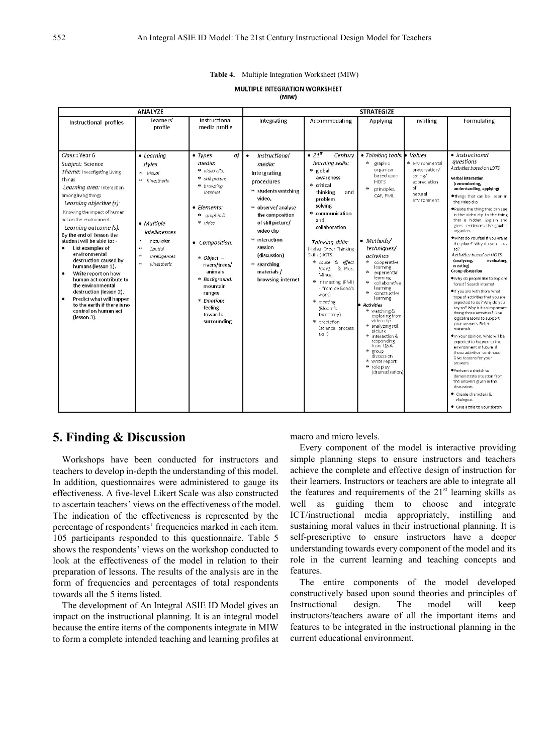**Table 4.** Multiple Integration Worksheet (MIW)

MULTIPLE INTEGRATION WORKSHEET (MIW)

| ANALYZE | | | STRATEGIZE | | | | |
|---|---|---|---|---|---|---|---|
| Instructional profiles | Learners' profile | Instructional media profile | Integrating | Accommodating | Applying | Instilling | Formulating |
| *Class :* Year 6<br>*Subject:* Science<br>*Theme:* Investigating Living Things<br>*Learning area:* Interaction among living things<br>*Learning objective (s):* Knowing the impact of human act on the environment.<br>*Learning outcome (s):* By the end of lesson the student will be able to: -<br>• List examples of environmental destruction caused by humans (lesson 1).<br>• Write report on how human act contribute to the environmental destruction (lesson 2).<br>• Predict what will happen to the earth if there is no control on human act (lesson 3). | • *Learning styles*<br>* *Visual*<br>* *Kinesthetic*<br><br>• *Multiple intelligences*<br>* *naturalist*<br>* *Spatial*<br>* *Intelligences*<br>* *kinesthetic* | • *Types of media:*<br>* *video clip,*<br>* *still picture*<br>* *browsing internet*<br>• *Elements:*<br>* *graphic &*<br>* *video*<br>• *Composition:*<br>* *Object –* rivers/trees/ animals<br>* *Background:* mountain ranges<br>* *Emotion:* feeling towards surrounding | • *Instructional media:* Intergrating procedures<br>* students watching video,<br>* observe/ analyse the composition of still picture/ video clip<br>* interaction session (discussion)<br>* searching materials / browsing internet | • $21^{st}$ *Century learning skills:*<br>* global awareness<br>* critical thinking and problem solving<br>* communication and collaboration<br><br>*Thinking skills:* Higher Order Thinking Skills (HOTS)<br>* *cause & effect (CAF),* & Plus, Minus,<br>* Interesting (PMI) – from de Bono's work)<br>* creating (Bloom's taxonomy)<br>* prediction (science process skill) | • *Thinking tools:*<br>* graphic organizer based upon HOTS<br>* principles. CAF, PMI<br><br>• *Methods/ techniques/ activities*<br>* cooperative learning<br>* experiential learning<br>* collaborative learning<br>* constructive learning<br>• *Activities*<br>* watching & exploring from video clip<br>* analyzing still picture<br>* interaction & responding from Q&A<br>* group discussion<br>* write report<br>* role play (dramatization) | • *Values*<br>* environmental preservation/ caring/ appreciation of natural environment | • *Instructional questions*<br>*Activities based on LOTS*<br>**Verbal interaction (remembering, understanding, applying)**<br>• Things that can be seen in the video clip.<br>• Relate the thing that can see in the video clip to the thing that is hidden. Explain and gives evidences. Use graphic organizer.<br>• What do you feel if you are at the place? Why do you say so?<br>*Activities based on HOTS* **(analyzing, evaluating, creating)**<br>**Group discussion**<br>• Why do people like to explore forest? Search internet.<br>• If you are with them what type of activities that you are expected to do? Why do you say so? Why is it so important doing those activities? Give logical reasons to support your answers. Refer materials.<br>• In your opinion, what will be expected to happen to the environment in future if those activities continues. Give reasons for your answers.<br>• Perform a sketch to demonstrate situation from the answers given in the discussion.<br>• Create characters & dialogue.<br>• Give a title to your sketch. |

## 5. Finding & Discussion

Workshops have been conducted for instructors and teachers to develop in-depth the understanding of this model. In addition, questionnaires were administered to gauge its effectiveness. A five-level Likert Scale was also constructed to ascertain teachers' views on the effectiveness of the model. The indication of the effectiveness is represented by the percentage of respondents' frequencies marked in each item. 105 participants responded to this questionnaire. Table 5 shows the respondents' views on the workshop conducted to look at the effectiveness of the model in relation to their preparation of lessons. The results of the analysis are in the form of frequencies and percentages of total respondents towards all the 5 items listed.

The development of An Integral ASIE ID Model gives an impact on the instructional planning. It is an integral model because the entire items of the components integrate in MIW to form a complete intended teaching and learning profiles at macro and micro levels.

Every component of the model is interactive providing simple planning steps to ensure instructors and teachers achieve the complete and effective design of instruction for their learners. Instructors or teachers are able to integrate all the features and requirements of the $21^{st}$ learning skills as well as guiding them to choose and integrate ICT/instructional media appropriately, instilling and sustaining moral values in their instructional planning. It is self-prescriptive to ensure instructors have a deeper understanding towards every component of the model and its role in the current learning and teaching concepts and features.

The entire components of the model developed constructively based upon sound theories and principles of Instructional design. The model will keep instructors/teachers aware of all the important items and features to be integrated in the instructional planning in the current educational environment.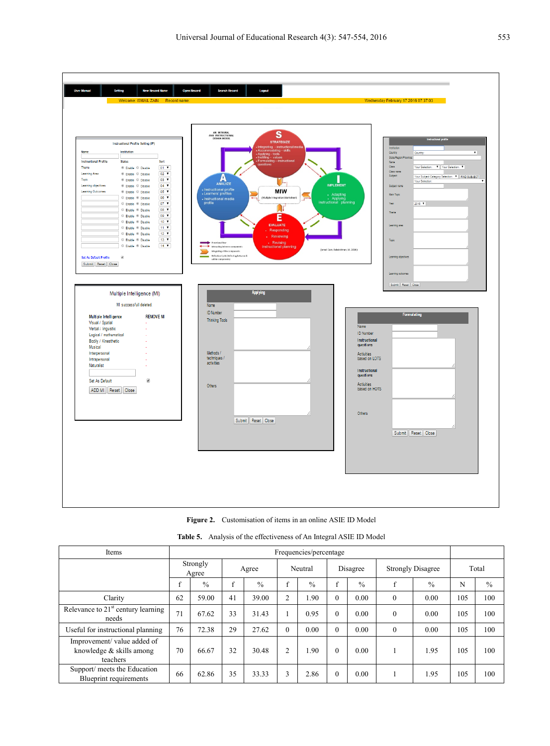**Figure 2.** Customisation of items in an online ASIE ID Model

**Table 5.** Analysis of the effectiveness of An Integral ASIE ID Model

| Items | Frequencies/percentage | | | | | | | | | | Total | |
|---|---|---|---|---|---|---|---|---|---|---|---|---|
| | Strongly Agree | | Agree | | Neutral | | Disagree | | Strongly Disagree | | Total | |
| | f | % | f | % | f | % | f | % | f | % | N | % |
| Clarity | 62 | 59.00 | 41 | 39.00 | 2 | 1.90 | 0 | 0.00 | 0 | 0.00 | 105 | 100 |
| Relevance to 21st century learning needs | 71 | 67.62 | 33 | 31.43 | 1 | 0.95 | 0 | 0.00 | 0 | 0.00 | 105 | 100 |
| Useful for instructional planning | 76 | 72.38 | 29 | 27.62 | 0 | 0.00 | 0 | 0.00 | 0 | 0.00 | 105 | 100 |
| Improvement/ value added of knowledge & skills among teachers | 70 | 66.67 | 32 | 30.48 | 2 | 1.90 | 0 | 0.00 | 1 | 1.95 | 105 | 100 |
| Support/ meets the Education Blueprint requirements | 66 | 62.86 | 35 | 33.33 | 3 | 2.86 | 0 | 0.00 | 1 | 1.95 | 105 | 100 |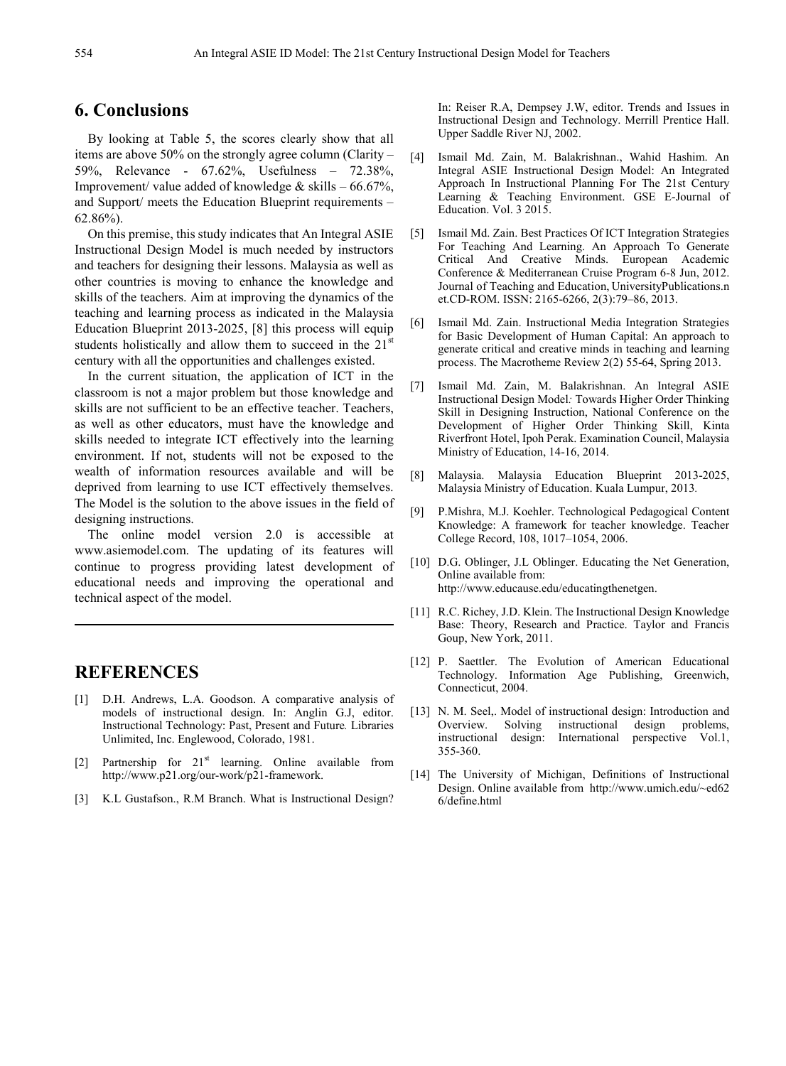## 6. Conclusions

By looking at Table 5, the scores clearly show that all items are above 50% on the strongly agree column (Clarity – 59%, Relevance - 67.62%, Usefulness – 72.38%, Improvement/ value added of knowledge & skills – 66.67%, and Support/ meets the Education Blueprint requirements – 62.86%).

On this premise, this study indicates that An Integral ASIE Instructional Design Model is much needed by instructors and teachers for designing their lessons. Malaysia as well as other countries is moving to enhance the knowledge and skills of the teachers. Aim at improving the dynamics of the teaching and learning process as indicated in the Malaysia Education Blueprint 2013-2025, [8] this process will equip students holistically and allow them to succeed in the 21st century with all the opportunities and challenges existed.

In the current situation, the application of ICT in the classroom is not a major problem but those knowledge and skills are not sufficient to be an effective teacher. Teachers, as well as other educators, must have the knowledge and skills needed to integrate ICT effectively into the learning environment. If not, students will not be exposed to the wealth of information resources available and will be deprived from learning to use ICT effectively themselves. The Model is the solution to the above issues in the field of designing instructions.

The online model version 2.0 is accessible at www.asiemodel.com. The updating of its features will continue to progress providing latest development of educational needs and improving the operational and technical aspect of the model.

## REFERENCES

[1] D.H. Andrews, L.A. Goodson. A comparative analysis of models of instructional design. In: Anglin G.J, editor. Instructional Technology: Past, Present and Future. Libraries Unlimited, Inc. Englewood, Colorado, 1981.

[2] Partnership for 21st learning. Online available from http://www.p21.org/our-work/p21-framework.

[3] K.L Gustafson., R.M Branch. What is Instructional Design? In: Reiser R.A, Dempsey J.W, editor. Trends and Issues in Instructional Design and Technology. Merrill Prentice Hall. Upper Saddle River NJ, 2002.

[4] Ismail Md. Zain, M. Balakrishnan., Wahid Hashim. An Integral ASIE Instructional Design Model: An Integrated Approach In Instructional Planning For The 21st Century Learning & Teaching Environment. GSE E-Journal of Education. Vol. 3 2015.

[5] Ismail Md. Zain. Best Practices Of ICT Integration Strategies For Teaching And Learning. An Approach To Generate Critical And Creative Minds. European Academic Conference & Mediterranean Cruise Program 6-8 Jun, 2012. Journal of Teaching and Education, UniversityPublications.net.CD-ROM. ISSN: 2165-6266, 2(3):79–86, 2013.

[6] Ismail Md. Zain. Instructional Media Integration Strategies for Basic Development of Human Capital: An approach to generate critical and creative minds in teaching and learning process. The Macrotheme Review 2(2) 55-64, Spring 2013.

[7] Ismail Md. Zain, M. Balakrishnan. An Integral ASIE Instructional Design Model: Towards Higher Order Thinking Skill in Designing Instruction, National Conference on the Development of Higher Order Thinking Skill, Kinta Riverfront Hotel, Ipoh Perak. Examination Council, Malaysia Ministry of Education, 14-16, 2014.

[8] Malaysia. Malaysia Education Blueprint 2013-2025, Malaysia Ministry of Education. Kuala Lumpur, 2013.

[9] P.Mishra, M.J. Koehler. Technological Pedagogical Content Knowledge: A framework for teacher knowledge. Teacher College Record, 108, 1017–1054, 2006.

[10] D.G. Oblinger, J.L Oblinger. Educating the Net Generation, Online available from: http://www.educause.edu/educatingthenetgen.

[11] R.C. Richey, J.D. Klein. The Instructional Design Knowledge Base: Theory, Research and Practice. Taylor and Francis Goup, New York, 2011.

[12] P. Saettler. The Evolution of American Educational Technology. Information Age Publishing, Greenwich, Connecticut, 2004.

[13] N. M. Seel,. Model of instructional design: Introduction and Overview. Solving instructional design problems, instructional design: International perspective Vol.1, 355-360.

[14] The University of Michigan, Definitions of Instructional Design. Online available from http://www.umich.edu/~ed626/define.html